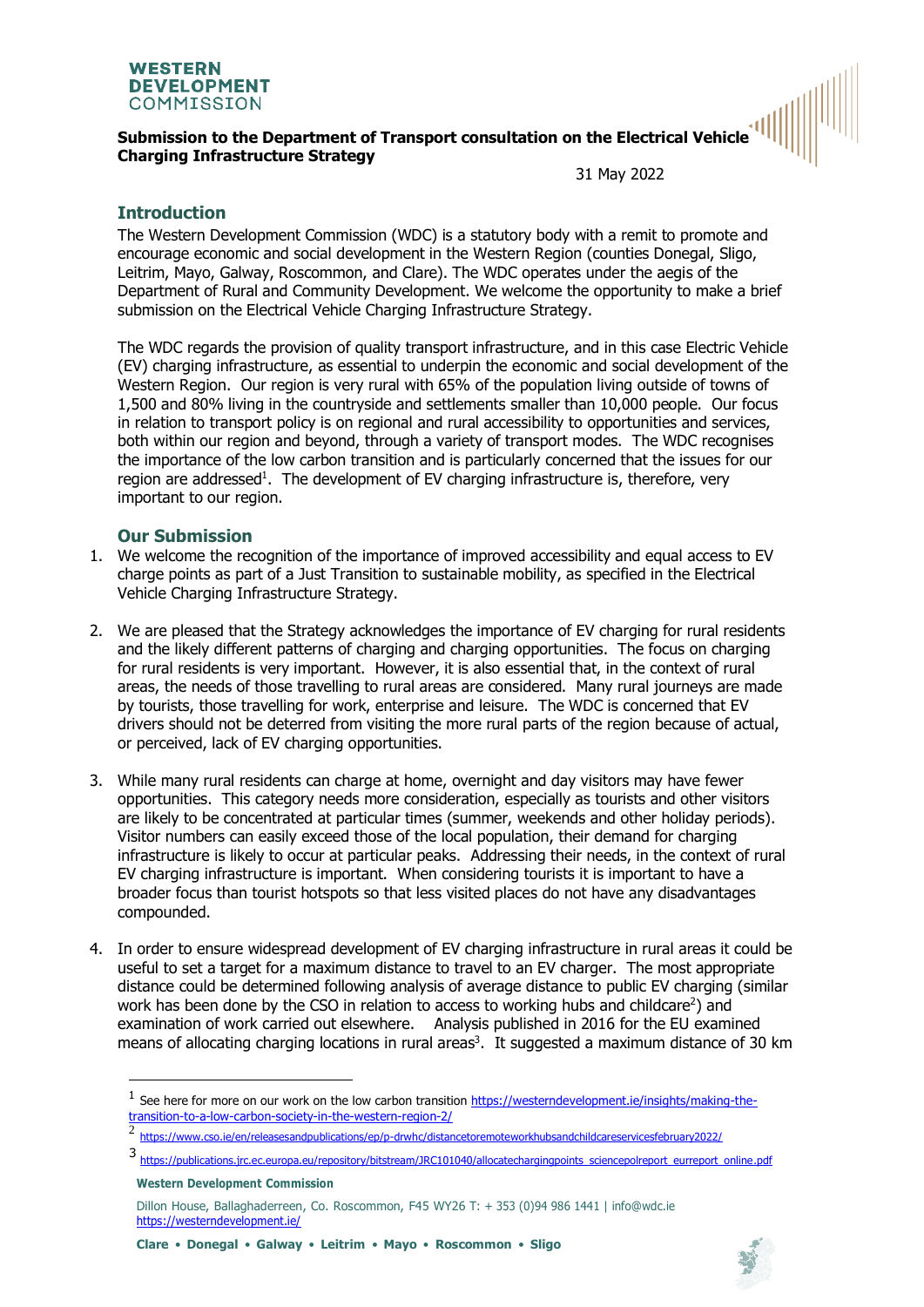**WESTERN DEVELOPMENT COMMISSION**

**Submission to the Department of Transport consultation on the Electrical Vehicle Charging Infrastructure Strategy**

31 May 2022

## Introduction

The Western Development Commission (WDC) is a statutory body with a remit to promote and encourage economic and social development in the Western Region (counties Donegal, Sligo, Leitrim, Mayo, Galway, Roscommon, and Clare). The WDC operates under the aegis of the Department of Rural and Community Development. We welcome the opportunity to make a brief submission on the Electrical Vehicle Charging Infrastructure Strategy.

The WDC regards the provision of quality transport infrastructure, and in this case Electric Vehicle (EV) charging infrastructure, as essential to underpin the economic and social development of the Western Region. Our region is very rural with 65% of the population living outside of towns of 1,500 and 80% living in the countryside and settlements smaller than 10,000 people. Our focus in relation to transport policy is on regional and rural accessibility to opportunities and services, both within our region and beyond, through a variety of transport modes. The WDC recognises the importance of the low carbon transition and is particularly concerned that the issues for our region are addressed[1]. The development of EV charging infrastructure is, therefore, very important to our region.

## Our Submission

1. We welcome the recognition of the importance of improved accessibility and equal access to EV charge points as part of a Just Transition to sustainable mobility, as specified in the Electrical Vehicle Charging Infrastructure Strategy.

2. We are pleased that the Strategy acknowledges the importance of EV charging for rural residents and the likely different patterns of charging and charging opportunities. The focus on charging for rural residents is very important. However, it is also essential that, in the context of rural areas, the needs of those travelling to rural areas are considered. Many rural journeys are made by tourists, those travelling for work, enterprise and leisure. The WDC is concerned that EV drivers should not be deterred from visiting the more rural parts of the region because of actual, or perceived, lack of EV charging opportunities.

3. While many rural residents can charge at home, overnight and day visitors may have fewer opportunities. This category needs more consideration, especially as tourists and other visitors are likely to be concentrated at particular times (summer, weekends and other holiday periods). Visitor numbers can easily exceed those of the local population, their demand for charging infrastructure is likely to occur at particular peaks. Addressing their needs, in the context of rural EV charging infrastructure is important. When considering tourists it is important to have a broader focus than tourist hotspots so that less visited places do not have any disadvantages compounded.

4. In order to ensure widespread development of EV charging infrastructure in rural areas it could be useful to set a target for a maximum distance to travel to an EV charger. The most appropriate distance could be determined following analysis of average distance to public EV charging (similar work has been done by the CSO in relation to access to working hubs and childcare[2]) and examination of work carried out elsewhere. Analysis published in 2016 for the EU examined means of allocating charging locations in rural areas[3]. It suggested a maximum distance of 30 km

---

[1] See here for more on our work on the low carbon transition https://westerndevelopment.ie/insights/making-the-transition-to-a-low-carbon-society-in-the-western-region-2/

[2] https://www.cso.ie/en/releasesandpublications/ep/p-drwhc/distancetoremoteworkhubsandchildcareservicesfebruary2022/

[3] https://publications.jrc.ec.europa.eu/repository/bitstream/JRC101040/allocatechargingpoints_sciencepolreport_eurreport_online.pdf

**Western Development Commission**

Dillon House, Ballaghaderreen, Co. Roscommon, F45 WY26 T: + 353 (0)94 986 1441 | info@wdc.ie
https://westerndevelopment.ie/

**Clare • Donegal • Galway • Leitrim • Mayo • Roscommon • Sligo**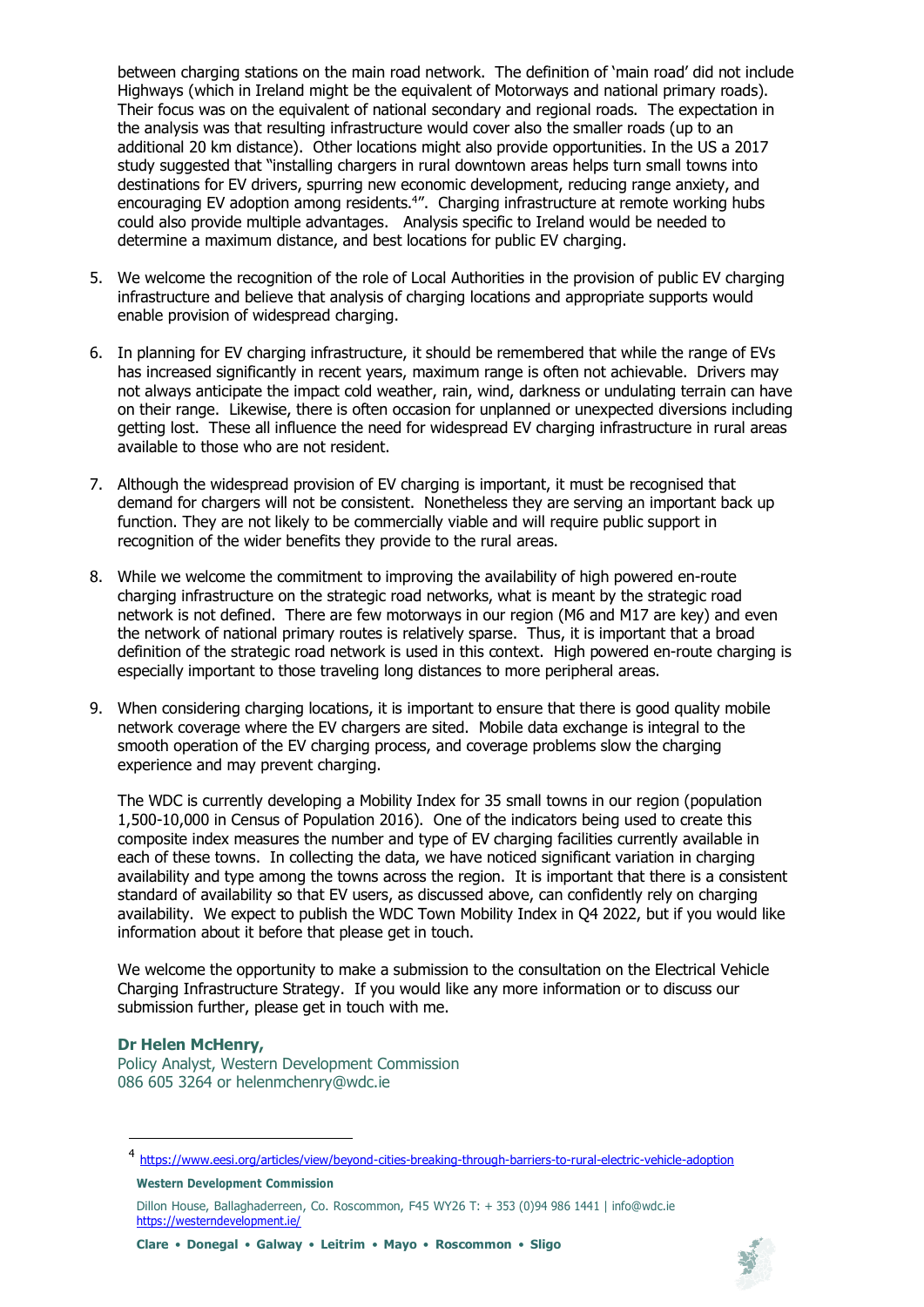between charging stations on the main road network. The definition of 'main road' did not include Highways (which in Ireland might be the equivalent of Motorways and national primary roads). Their focus was on the equivalent of national secondary and regional roads. The expectation in the analysis was that resulting infrastructure would cover also the smaller roads (up to an additional 20 km distance). Other locations might also provide opportunities. In the US a 2017 study suggested that "installing chargers in rural downtown areas helps turn small towns into destinations for EV drivers, spurring new economic development, reducing range anxiety, and encouraging EV adoption among residents.[4]". Charging infrastructure at remote working hubs could also provide multiple advantages. Analysis specific to Ireland would be needed to determine a maximum distance, and best locations for public EV charging.

5. We welcome the recognition of the role of Local Authorities in the provision of public EV charging infrastructure and believe that analysis of charging locations and appropriate supports would enable provision of widespread charging.

6. In planning for EV charging infrastructure, it should be remembered that while the range of EVs has increased significantly in recent years, maximum range is often not achievable. Drivers may not always anticipate the impact cold weather, rain, wind, darkness or undulating terrain can have on their range. Likewise, there is often occasion for unplanned or unexpected diversions including getting lost. These all influence the need for widespread EV charging infrastructure in rural areas available to those who are not resident.

7. Although the widespread provision of EV charging is important, it must be recognised that demand for chargers will not be consistent. Nonetheless they are serving an important back up function. They are not likely to be commercially viable and will require public support in recognition of the wider benefits they provide to the rural areas.

8. While we welcome the commitment to improving the availability of high powered en-route charging infrastructure on the strategic road networks, what is meant by the strategic road network is not defined. There are few motorways in our region (M6 and M17 are key) and even the network of national primary routes is relatively sparse. Thus, it is important that a broad definition of the strategic road network is used in this context. High powered en-route charging is especially important to those traveling long distances to more peripheral areas.

9. When considering charging locations, it is important to ensure that there is good quality mobile network coverage where the EV chargers are sited. Mobile data exchange is integral to the smooth operation of the EV charging process, and coverage problems slow the charging experience and may prevent charging.

   The WDC is currently developing a Mobility Index for 35 small towns in our region (population 1,500-10,000 in Census of Population 2016). One of the indicators being used to create this composite index measures the number and type of EV charging facilities currently available in each of these towns. In collecting the data, we have noticed significant variation in charging availability and type among the towns across the region. It is important that there is a consistent standard of availability so that EV users, as discussed above, can confidently rely on charging availability. We expect to publish the WDC Town Mobility Index in Q4 2022, but if you would like information about it before that please get in touch.

We welcome the opportunity to make a submission to the consultation on the Electrical Vehicle Charging Infrastructure Strategy. If you would like any more information or to discuss our submission further, please get in touch with me.

**Dr Helen McHenry,**
Policy Analyst, Western Development Commission
086 605 3264 or helenmchenry@wdc.ie

[4] https://www.eesi.org/articles/view/beyond-cities-breaking-through-barriers-to-rural-electric-vehicle-adoption

**Western Development Commission**

Dillon House, Ballaghaderreen, Co. Roscommon, F45 WY26 T: + 353 (0)94 986 1441 | info@wdc.ie
https://westerndevelopment.ie/

**Clare • Donegal • Galway • Leitrim • Mayo • Roscommon • Sligo**